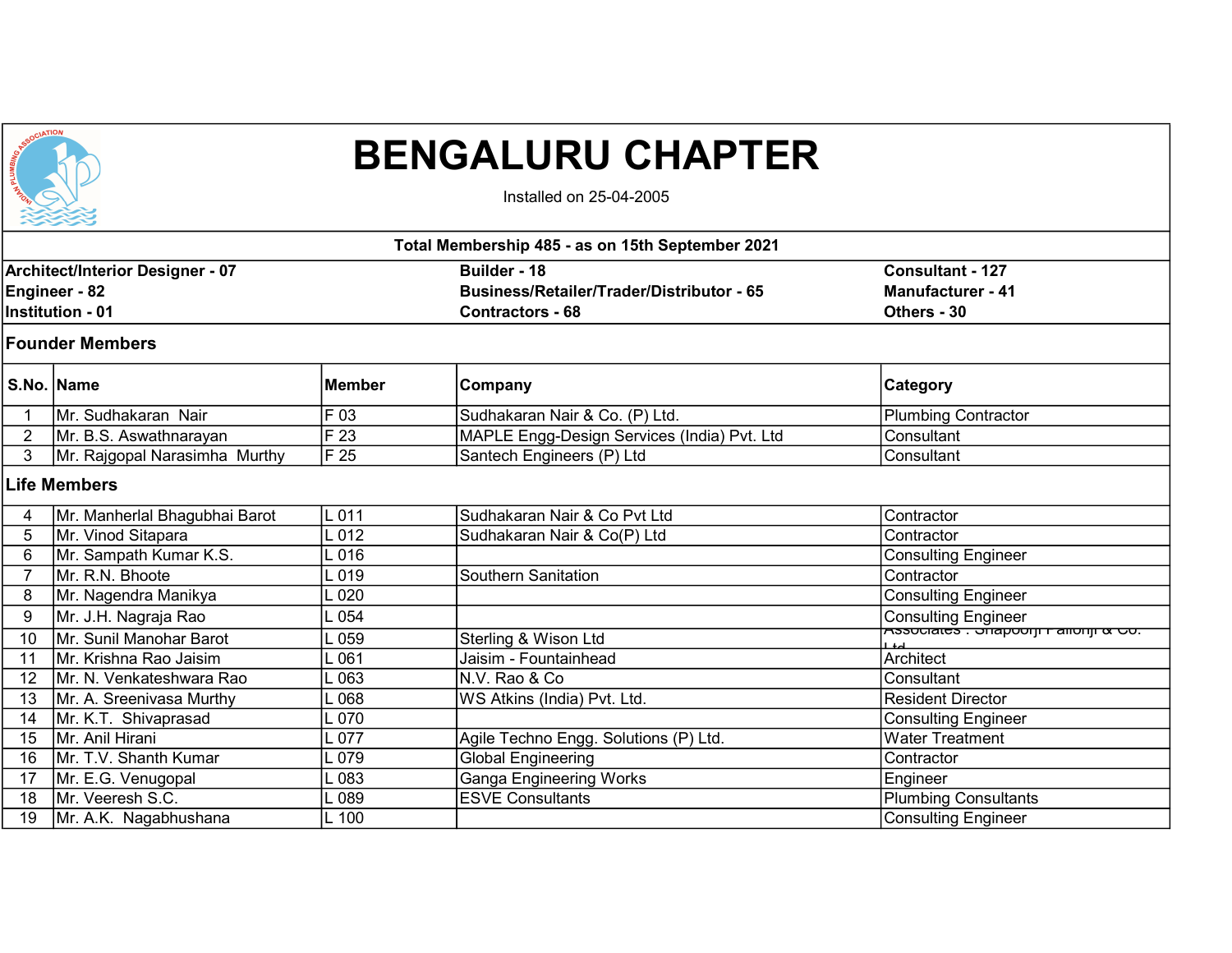# BENGALURU CHAPTER

Installed on 25-04-2005

**Total Membership 485 - as on 15th September 2021**

**Architect/Interior Designer - 07**
**Builder - 18**
**Consultant - 127**
**Engineer - 82**
**Business/Retailer/Trader/Distributor - 65**
**Manufacturer - 41**
**Institution - 01**
**Contractors - 68**
**Others - 30**

## Founder Members

| S.No. | Name | Member | Company | Category |
|---|---|---|---|---|
| 1 | Mr. Sudhakaran Nair | F 03 | Sudhakaran Nair & Co. (P) Ltd. | Plumbing Contractor |
| 2 | Mr. B.S. Aswathnarayan | F 23 | MAPLE Engg-Design Services (India) Pvt. Ltd | Consultant |
| 3 | Mr. Rajgopal Narasimha Murthy | F 25 | Santech Engineers (P) Ltd | Consultant |

## Life Members

| S.No. | Name | Member | Company | Category |
|---|---|---|---|---|
| 4 | Mr. Manherlal Bhagubhai Barot | L 011 | Sudhakaran Nair & Co Pvt Ltd | Contractor |
| 5 | Mr. Vinod Sitapara | L 012 | Sudhakaran Nair & Co(P) Ltd | Contractor |
| 6 | Mr. Sampath Kumar K.S. | L 016 | | Consulting Engineer |
| 7 | Mr. R.N. Bhoote | L 019 | Southern Sanitation | Contractor |
| 8 | Mr. Nagendra Manikya | L 020 | | Consulting Engineer |
| 9 | Mr. J.H. Nagraja Rao | L 054 | | Consulting Engineer |
| 10 | Mr. Sunil Manohar Barot | L 059 | Sterling & Wison Ltd | Associates : Shapoorji Pallonji & Co. Ltd |
| 11 | Mr. Krishna Rao Jaisim | L 061 | Jaisim - Fountainhead | Architect |
| 12 | Mr. N. Venkateshwara Rao | L 063 | N.V. Rao & Co | Consultant |
| 13 | Mr. A. Sreenivasa Murthy | L 068 | WS Atkins (India) Pvt. Ltd. | Resident Director |
| 14 | Mr. K.T. Shivaprasad | L 070 | | Consulting Engineer |
| 15 | Mr. Anil Hirani | L 077 | Agile Techno Engg. Solutions (P) Ltd. | Water Treatment |
| 16 | Mr. T.V. Shanth Kumar | L 079 | Global Engineering | Contractor |
| 17 | Mr. E.G. Venugopal | L 083 | Ganga Engineering Works | Engineer |
| 18 | Mr. Veeresh S.C. | L 089 | ESVE Consultants | Plumbing Consultants |
| 19 | Mr. A.K. Nagabhushana | L 100 | | Consulting Engineer |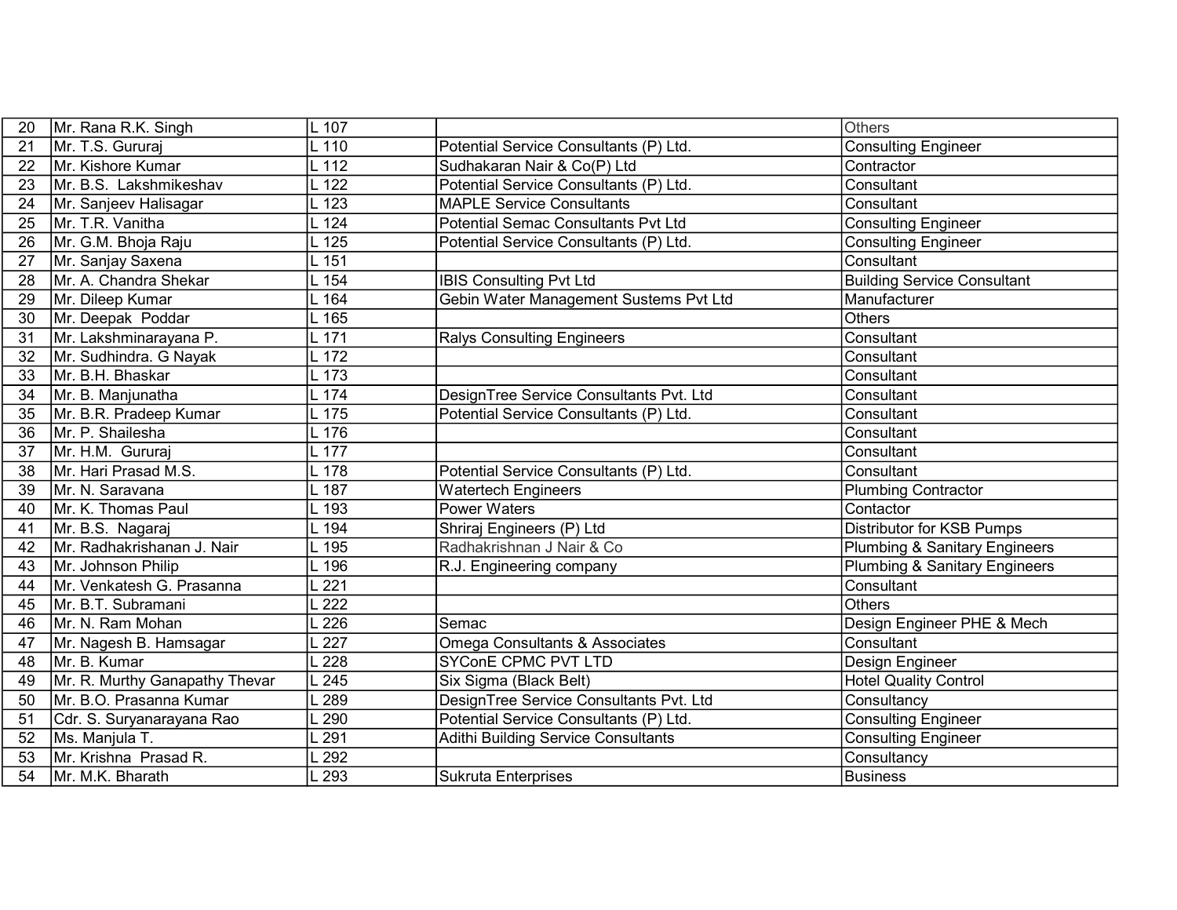| | | | | |
|---|---|---|---|---|
| 20 | Mr. Rana R.K. Singh | L 107 | | Others |
| 21 | Mr. T.S. Gururaj | L 110 | Potential Service Consultants (P) Ltd. | Consulting Engineer |
| 22 | Mr. Kishore Kumar | L 112 | Sudhakaran Nair & Co(P) Ltd | Contractor |
| 23 | Mr. B.S. Lakshmikeshav | L 122 | Potential Service Consultants (P) Ltd. | Consultant |
| 24 | Mr. Sanjeev Halisagar | L 123 | MAPLE Service Consultants | Consultant |
| 25 | Mr. T.R. Vanitha | L 124 | Potential Semac Consultants Pvt Ltd | Consulting Engineer |
| 26 | Mr. G.M. Bhoja Raju | L 125 | Potential Service Consultants (P) Ltd. | Consulting Engineer |
| 27 | Mr. Sanjay Saxena | L 151 | | Consultant |
| 28 | Mr. A. Chandra Shekar | L 154 | IBIS Consulting Pvt Ltd | Building Service Consultant |
| 29 | Mr. Dileep Kumar | L 164 | Gebin Water Management Sustems Pvt Ltd | Manufacturer |
| 30 | Mr. Deepak Poddar | L 165 | | Others |
| 31 | Mr. Lakshminarayana P. | L 171 | Ralys Consulting Engineers | Consultant |
| 32 | Mr. Sudhindra. G Nayak | L 172 | | Consultant |
| 33 | Mr. B.H. Bhaskar | L 173 | | Consultant |
| 34 | Mr. B. Manjunatha | L 174 | DesignTree Service Consultants Pvt. Ltd | Consultant |
| 35 | Mr. B.R. Pradeep Kumar | L 175 | Potential Service Consultants (P) Ltd. | Consultant |
| 36 | Mr. P. Shailesha | L 176 | | Consultant |
| 37 | Mr. H.M. Gururaj | L 177 | | Consultant |
| 38 | Mr. Hari Prasad M.S. | L 178 | Potential Service Consultants (P) Ltd. | Consultant |
| 39 | Mr. N. Saravana | L 187 | Watertech Engineers | Plumbing Contractor |
| 40 | Mr. K. Thomas Paul | L 193 | Power Waters | Contactor |
| 41 | Mr. B.S. Nagaraj | L 194 | Shriraj Engineers (P) Ltd | Distributor for KSB Pumps |
| 42 | Mr. Radhakrishanan J. Nair | L 195 | Radhakrishnan J Nair & Co | Plumbing & Sanitary Engineers |
| 43 | Mr. Johnson Philip | L 196 | R.J. Engineering company | Plumbing & Sanitary Engineers |
| 44 | Mr. Venkatesh G. Prasanna | L 221 | | Consultant |
| 45 | Mr. B.T. Subramani | L 222 | | Others |
| 46 | Mr. N. Ram Mohan | L 226 | Semac | Design Engineer PHE & Mech |
| 47 | Mr. Nagesh B. Hamsagar | L 227 | Omega Consultants & Associates | Consultant |
| 48 | Mr. B. Kumar | L 228 | SYConE CPMC PVT LTD | Design Engineer |
| 49 | Mr. R. Murthy Ganapathy Thevar | L 245 | Six Sigma (Black Belt) | Hotel Quality Control |
| 50 | Mr. B.O. Prasanna Kumar | L 289 | DesignTree Service Consultants Pvt. Ltd | Consultancy |
| 51 | Cdr. S. Suryanarayana Rao | L 290 | Potential Service Consultants (P) Ltd. | Consulting Engineer |
| 52 | Ms. Manjula T. | L 291 | Adithi Building Service Consultants | Consulting Engineer |
| 53 | Mr. Krishna Prasad R. | L 292 | | Consultancy |
| 54 | Mr. M.K. Bharath | L 293 | Sukruta Enterprises | Business |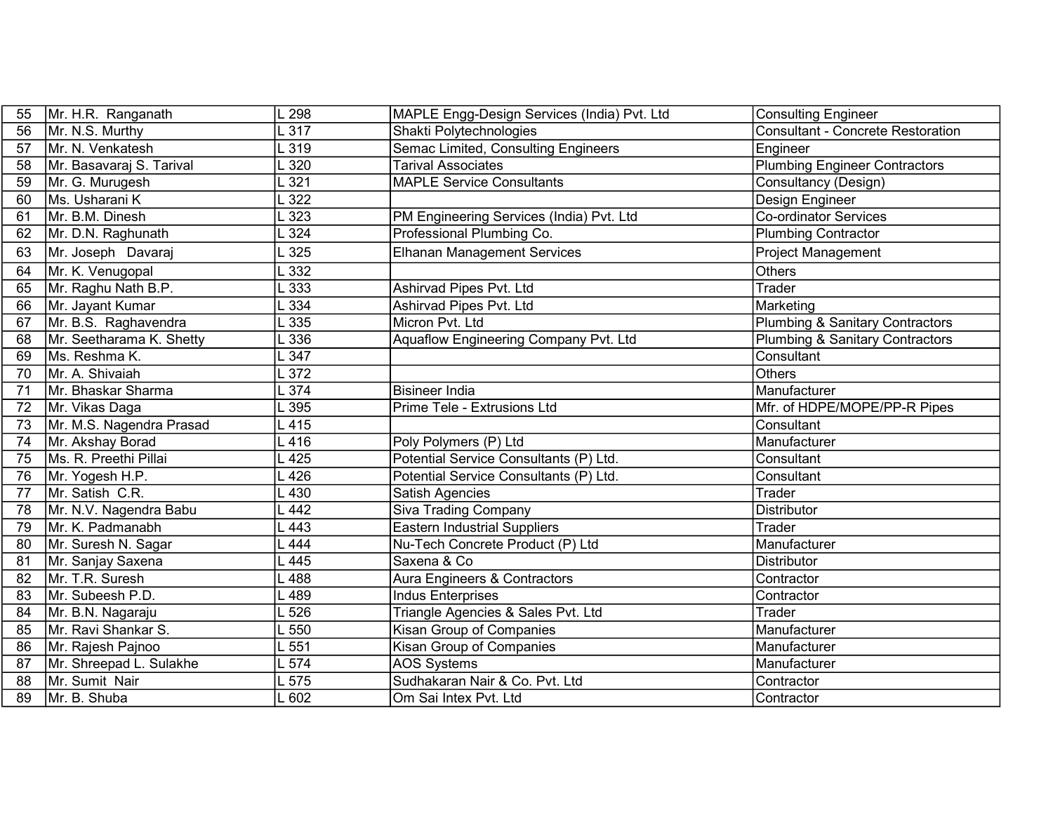| 55 | Mr. H.R. Ranganath | L 298 | MAPLE Engg-Design Services (India) Pvt. Ltd | Consulting Engineer |
|---|---|---|---|---|
| 56 | Mr. N.S. Murthy | L 317 | Shakti Polytechnologies | Consultant - Concrete Restoration |
| 57 | Mr. N. Venkatesh | L 319 | Semac Limited, Consulting Engineers | Engineer |
| 58 | Mr. Basavaraj S. Tarival | L 320 | Tarival Associates | Plumbing Engineer Contractors |
| 59 | Mr. G. Murugesh | L 321 | MAPLE Service Consultants | Consultancy (Design) |
| 60 | Ms. Usharani K | L 322 | | Design Engineer |
| 61 | Mr. B.M. Dinesh | L 323 | PM Engineering Services (India) Pvt. Ltd | Co-ordinator Services |
| 62 | Mr. D.N. Raghunath | L 324 | Professional Plumbing Co. | Plumbing Contractor |
| 63 | Mr. Joseph Davaraj | L 325 | Elhanan Management Services | Project Management |
| 64 | Mr. K. Venugopal | L 332 | | Others |
| 65 | Mr. Raghu Nath B.P. | L 333 | Ashirvad Pipes Pvt. Ltd | Trader |
| 66 | Mr. Jayant Kumar | L 334 | Ashirvad Pipes Pvt. Ltd | Marketing |
| 67 | Mr. B.S. Raghavendra | L 335 | Micron Pvt. Ltd | Plumbing & Sanitary Contractors |
| 68 | Mr. Seetharama K. Shetty | L 336 | Aquaflow Engineering Company Pvt. Ltd | Plumbing & Sanitary Contractors |
| 69 | Ms. Reshma K. | L 347 | | Consultant |
| 70 | Mr. A. Shivaiah | L 372 | | Others |
| 71 | Mr. Bhaskar Sharma | L 374 | Bisineer India | Manufacturer |
| 72 | Mr. Vikas Daga | L 395 | Prime Tele - Extrusions Ltd | Mfr. of HDPE/MOPE/PP-R Pipes |
| 73 | Mr. M.S. Nagendra Prasad | L 415 | | Consultant |
| 74 | Mr. Akshay Borad | L 416 | Poly Polymers (P) Ltd | Manufacturer |
| 75 | Ms. R. Preethi Pillai | L 425 | Potential Service Consultants (P) Ltd. | Consultant |
| 76 | Mr. Yogesh H.P. | L 426 | Potential Service Consultants (P) Ltd. | Consultant |
| 77 | Mr. Satish C.R. | L 430 | Satish Agencies | Trader |
| 78 | Mr. N.V. Nagendra Babu | L 442 | Siva Trading Company | Distributor |
| 79 | Mr. K. Padmanabh | L 443 | Eastern Industrial Suppliers | Trader |
| 80 | Mr. Suresh N. Sagar | L 444 | Nu-Tech Concrete Product (P) Ltd | Manufacturer |
| 81 | Mr. Sanjay Saxena | L 445 | Saxena & Co | Distributor |
| 82 | Mr. T.R. Suresh | L 488 | Aura Engineers & Contractors | Contractor |
| 83 | Mr. Subeesh P.D. | L 489 | Indus Enterprises | Contractor |
| 84 | Mr. B.N. Nagaraju | L 526 | Triangle Agencies & Sales Pvt. Ltd | Trader |
| 85 | Mr. Ravi Shankar S. | L 550 | Kisan Group of Companies | Manufacturer |
| 86 | Mr. Rajesh Pajnoo | L 551 | Kisan Group of Companies | Manufacturer |
| 87 | Mr. Shreepad L. Sulakhe | L 574 | AOS Systems | Manufacturer |
| 88 | Mr. Sumit Nair | L 575 | Sudhakaran Nair & Co. Pvt. Ltd | Contractor |
| 89 | Mr. B. Shuba | L 602 | Om Sai Intex Pvt. Ltd | Contractor |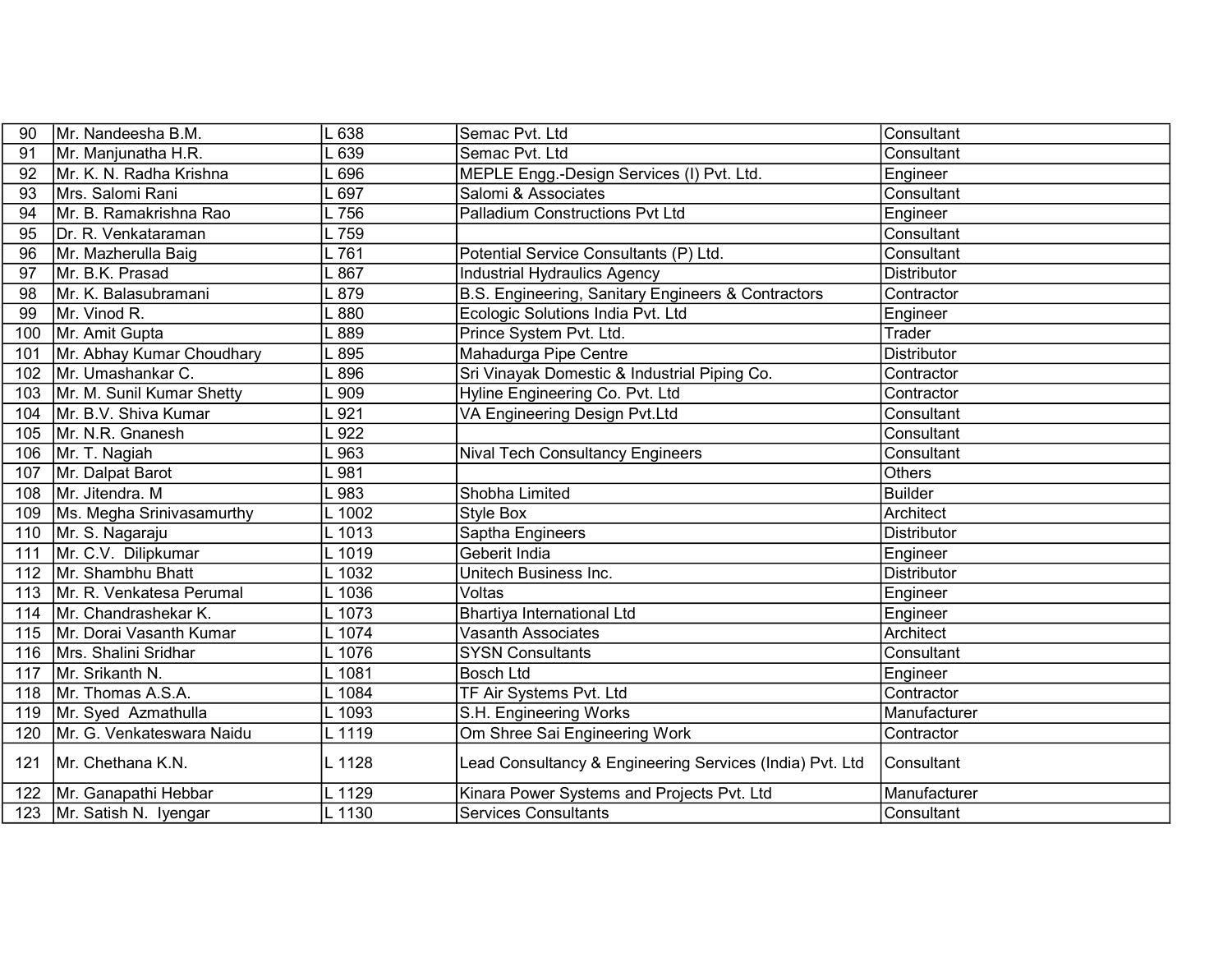| 90 | Mr. Nandeesha B.M. | L 638 | Semac Pvt. Ltd | Consultant |
|---|---|---|---|---|
| 91 | Mr. Manjunatha H.R. | L 639 | Semac Pvt. Ltd | Consultant |
| 92 | Mr. K. N. Radha Krishna | L 696 | MEPLE Engg.-Design Services (I) Pvt. Ltd. | Engineer |
| 93 | Mrs. Salomi Rani | L 697 | Salomi & Associates | Consultant |
| 94 | Mr. B. Ramakrishna Rao | L 756 | Palladium Constructions Pvt Ltd | Engineer |
| 95 | Dr. R. Venkataraman | L 759 | | Consultant |
| 96 | Mr. Mazherulla Baig | L 761 | Potential Service Consultants (P) Ltd. | Consultant |
| 97 | Mr. B.K. Prasad | L 867 | Industrial Hydraulics Agency | Distributor |
| 98 | Mr. K. Balasubramani | L 879 | B.S. Engineering, Sanitary Engineers & Contractors | Contractor |
| 99 | Mr. Vinod R. | L 880 | Ecologic Solutions India Pvt. Ltd | Engineer |
| 100 | Mr. Amit Gupta | L 889 | Prince System Pvt. Ltd. | Trader |
| 101 | Mr. Abhay Kumar Choudhary | L 895 | Mahadurga Pipe Centre | Distributor |
| 102 | Mr. Umashankar C. | L 896 | Sri Vinayak Domestic & Industrial Piping Co. | Contractor |
| 103 | Mr. M. Sunil Kumar Shetty | L 909 | Hyline Engineering Co. Pvt. Ltd | Contractor |
| 104 | Mr. B.V. Shiva Kumar | L 921 | VA Engineering Design Pvt.Ltd | Consultant |
| 105 | Mr. N.R. Gnanesh | L 922 | | Consultant |
| 106 | Mr. T. Nagiah | L 963 | Nival Tech Consultancy Engineers | Consultant |
| 107 | Mr. Dalpat Barot | L 981 | | Others |
| 108 | Mr. Jitendra. M | L 983 | Shobha Limited | Builder |
| 109 | Ms. Megha Srinivasamurthy | L 1002 | Style Box | Architect |
| 110 | Mr. S. Nagaraju | L 1013 | Saptha Engineers | Distributor |
| 111 | Mr. C.V. Dilipkumar | L 1019 | Geberit India | Engineer |
| 112 | Mr. Shambhu Bhatt | L 1032 | Unitech Business Inc. | Distributor |
| 113 | Mr. R. Venkatesa Perumal | L 1036 | Voltas | Engineer |
| 114 | Mr. Chandrashekar K. | L 1073 | Bhartiya International Ltd | Engineer |
| 115 | Mr. Dorai Vasanth Kumar | L 1074 | Vasanth Associates | Architect |
| 116 | Mrs. Shalini Sridhar | L 1076 | SYSN Consultants | Consultant |
| 117 | Mr. Srikanth N. | L 1081 | Bosch Ltd | Engineer |
| 118 | Mr. Thomas A.S.A. | L 1084 | TF Air Systems Pvt. Ltd | Contractor |
| 119 | Mr. Syed Azmathulla | L 1093 | S.H. Engineering Works | Manufacturer |
| 120 | Mr. G. Venkateswara Naidu | L 1119 | Om Shree Sai Engineering Work | Contractor |
| 121 | Mr. Chethana K.N. | L 1128 | Lead Consultancy & Engineering Services (India) Pvt. Ltd | Consultant |
| 122 | Mr. Ganapathi Hebbar | L 1129 | Kinara Power Systems and Projects Pvt. Ltd | Manufacturer |
| 123 | Mr. Satish N. Iyengar | L 1130 | Services Consultants | Consultant |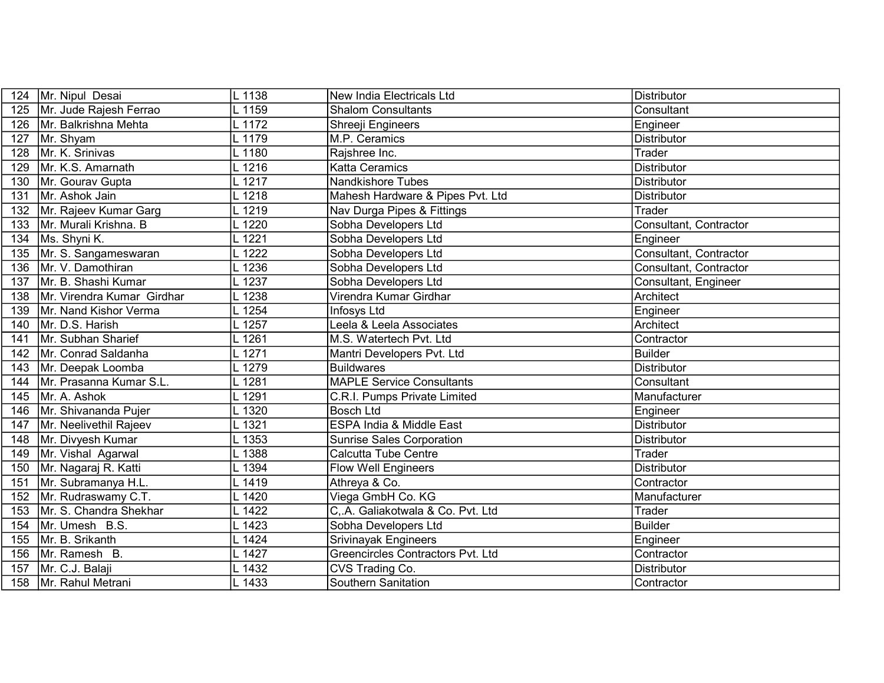| 124 | Mr. Nipul Desai | L 1138 | New India Electricals Ltd | Distributor |
|---|---|---|---|---|
| 125 | Mr. Jude Rajesh Ferrao | L 1159 | Shalom Consultants | Consultant |
| 126 | Mr. Balkrishna Mehta | L 1172 | Shreeji Engineers | Engineer |
| 127 | Mr. Shyam | L 1179 | M.P. Ceramics | Distributor |
| 128 | Mr. K. Srinivas | L 1180 | Rajshree Inc. | Trader |
| 129 | Mr. K.S. Amarnath | L 1216 | Katta Ceramics | Distributor |
| 130 | Mr. Gourav Gupta | L 1217 | Nandkishore Tubes | Distributor |
| 131 | Mr. Ashok Jain | L 1218 | Mahesh Hardware & Pipes Pvt. Ltd | Distributor |
| 132 | Mr. Rajeev Kumar Garg | L 1219 | Nav Durga Pipes & Fittings | Trader |
| 133 | Mr. Murali Krishna. B | L 1220 | Sobha Developers Ltd | Consultant, Contractor |
| 134 | Ms. Shyni K. | L 1221 | Sobha Developers Ltd | Engineer |
| 135 | Mr. S. Sangameswaran | L 1222 | Sobha Developers Ltd | Consultant, Contractor |
| 136 | Mr. V. Damothiran | L 1236 | Sobha Developers Ltd | Consultant, Contractor |
| 137 | Mr. B. Shashi Kumar | L 1237 | Sobha Developers Ltd | Consultant, Engineer |
| 138 | Mr. Virendra Kumar Girdhar | L 1238 | Virendra Kumar Girdhar | Architect |
| 139 | Mr. Nand Kishor Verma | L 1254 | Infosys Ltd | Engineer |
| 140 | Mr. D.S. Harish | L 1257 | Leela & Leela Associates | Architect |
| 141 | Mr. Subhan Sharief | L 1261 | M.S. Watertech Pvt. Ltd | Contractor |
| 142 | Mr. Conrad Saldanha | L 1271 | Mantri Developers Pvt. Ltd | Builder |
| 143 | Mr. Deepak Loomba | L 1279 | Buildwares | Distributor |
| 144 | Mr. Prasanna Kumar S.L. | L 1281 | MAPLE Service Consultants | Consultant |
| 145 | Mr. A. Ashok | L 1291 | C.R.I. Pumps Private Limited | Manufacturer |
| 146 | Mr. Shivananda Pujer | L 1320 | Bosch Ltd | Engineer |
| 147 | Mr. Neelivethil Rajeev | L 1321 | ESPA India & Middle East | Distributor |
| 148 | Mr. Divyesh Kumar | L 1353 | Sunrise Sales Corporation | Distributor |
| 149 | Mr. Vishal Agarwal | L 1388 | Calcutta Tube Centre | Trader |
| 150 | Mr. Nagaraj R. Katti | L 1394 | Flow Well Engineers | Distributor |
| 151 | Mr. Subramanya H.L. | L 1419 | Athreya & Co. | Contractor |
| 152 | Mr. Rudraswamy C.T. | L 1420 | Viega GmbH Co. KG | Manufacturer |
| 153 | Mr. S. Chandra Shekhar | L 1422 | C,.A. Galiakotwala & Co. Pvt. Ltd | Trader |
| 154 | Mr. Umesh B.S. | L 1423 | Sobha Developers Ltd | Builder |
| 155 | Mr. B. Srikanth | L 1424 | Srivinayak Engineers | Engineer |
| 156 | Mr. Ramesh B. | L 1427 | Greencircles Contractors Pvt. Ltd | Contractor |
| 157 | Mr. C.J. Balaji | L 1432 | CVS Trading Co. | Distributor |
| 158 | Mr. Rahul Metrani | L 1433 | Southern Sanitation | Contractor |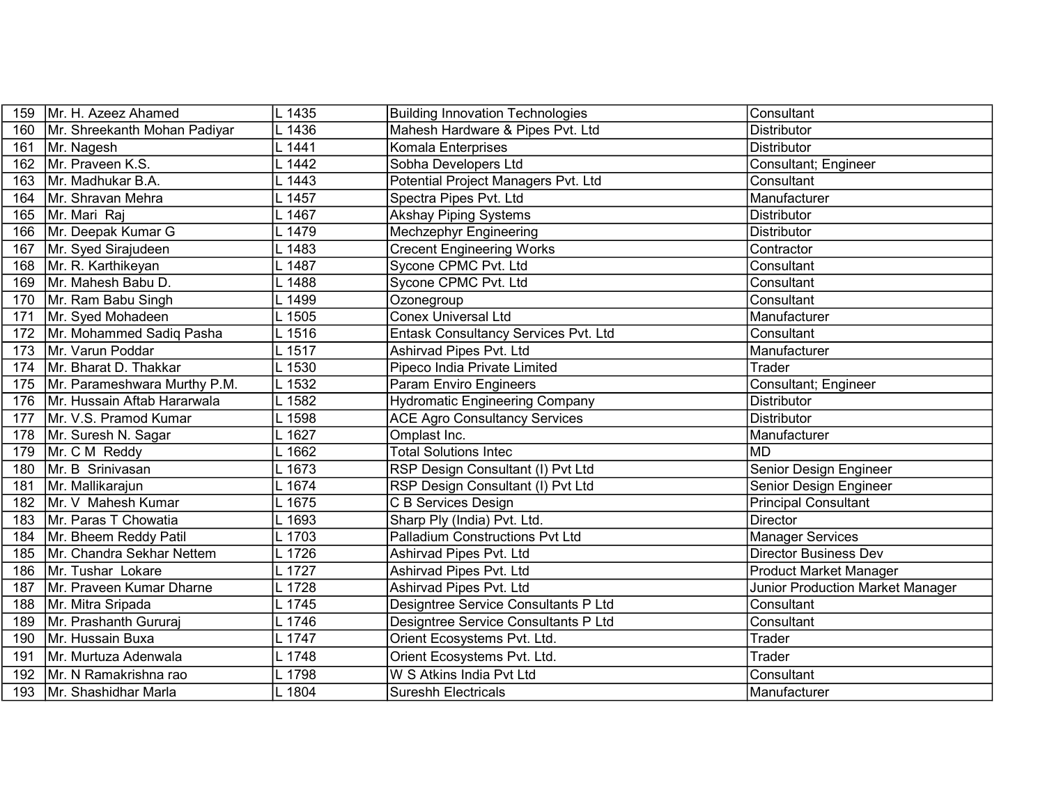| 159 | Mr. H. Azeez Ahamed | L 1435 | Building Innovation Technologies | Consultant |
|---|---|---|---|---|
| 160 | Mr. Shreekanth Mohan Padiyar | L 1436 | Mahesh Hardware & Pipes Pvt. Ltd | Distributor |
| 161 | Mr. Nagesh | L 1441 | Komala Enterprises | Distributor |
| 162 | Mr. Praveen K.S. | L 1442 | Sobha Developers Ltd | Consultant; Engineer |
| 163 | Mr. Madhukar B.A. | L 1443 | Potential Project Managers Pvt. Ltd | Consultant |
| 164 | Mr. Shravan Mehra | L 1457 | Spectra Pipes Pvt. Ltd | Manufacturer |
| 165 | Mr. Mari  Raj | L 1467 | Akshay Piping Systems | Distributor |
| 166 | Mr. Deepak Kumar G | L 1479 | Mechzephyr Engineering | Distributor |
| 167 | Mr. Syed Sirajudeen | L 1483 | Crecent Engineering Works | Contractor |
| 168 | Mr. R. Karthikeyan | L 1487 | Sycone CPMC Pvt. Ltd | Consultant |
| 169 | Mr. Mahesh Babu D. | L 1488 | Sycone CPMC Pvt. Ltd | Consultant |
| 170 | Mr. Ram Babu Singh | L 1499 | Ozonegroup | Consultant |
| 171 | Mr. Syed Mohadeen | L 1505 | Conex Universal Ltd | Manufacturer |
| 172 | Mr. Mohammed Sadiq Pasha | L 1516 | Entask Consultancy Services Pvt. Ltd | Consultant |
| 173 | Mr. Varun Poddar | L 1517 | Ashirvad Pipes Pvt. Ltd | Manufacturer |
| 174 | Mr. Bharat D. Thakkar | L 1530 | Pipeco India Private Limited | Trader |
| 175 | Mr. Parameshwara Murthy P.M. | L 1532 | Param Enviro Engineers | Consultant; Engineer |
| 176 | Mr. Hussain Aftab Hararwala | L 1582 | Hydromatic Engineering Company | Distributor |
| 177 | Mr. V.S. Pramod Kumar | L 1598 | ACE Agro Consultancy Services | Distributor |
| 178 | Mr. Suresh N. Sagar | L 1627 | Omplast Inc. | Manufacturer |
| 179 | Mr. C M  Reddy | L 1662 | Total Solutions Intec | MD |
| 180 | Mr. B  Srinivasan | L 1673 | RSP Design Consultant (I) Pvt Ltd | Senior Design Engineer |
| 181 | Mr. Mallikarajun | L 1674 | RSP Design Consultant (I) Pvt Ltd | Senior Design Engineer |
| 182 | Mr. V  Mahesh Kumar | L 1675 | C B Services Design | Principal Consultant |
| 183 | Mr. Paras T Chowatia | L 1693 | Sharp Ply (India) Pvt. Ltd. | Director |
| 184 | Mr. Bheem Reddy Patil | L 1703 | Palladium Constructions Pvt Ltd | Manager Services |
| 185 | Mr. Chandra Sekhar Nettem | L 1726 | Ashirvad Pipes Pvt. Ltd | Director Business Dev |
| 186 | Mr. Tushar  Lokare | L 1727 | Ashirvad Pipes Pvt. Ltd | Product Market Manager |
| 187 | Mr. Praveen Kumar Dharne | L 1728 | Ashirvad Pipes Pvt. Ltd | Junior Production Market Manager |
| 188 | Mr. Mitra Sripada | L 1745 | Designtree Service Consultants P Ltd | Consultant |
| 189 | Mr. Prashanth Gururaj | L 1746 | Designtree Service Consultants P Ltd | Consultant |
| 190 | Mr. Hussain Buxa | L 1747 | Orient Ecosystems Pvt. Ltd. | Trader |
| 191 | Mr. Murtuza Adenwala | L 1748 | Orient Ecosystems Pvt. Ltd. | Trader |
| 192 | Mr. N Ramakrishna rao | L 1798 | W S Atkins India Pvt Ltd | Consultant |
| 193 | Mr. Shashidhar Marla | L 1804 | Sureshh Electricals | Manufacturer |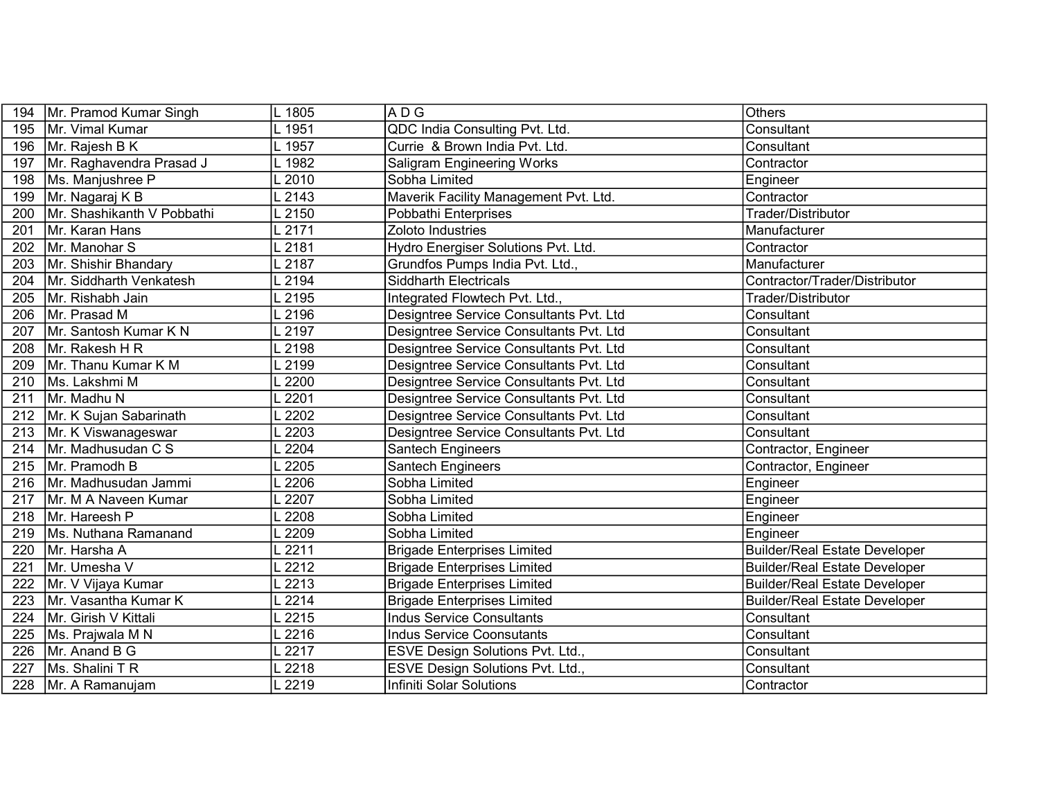| 194 | Mr. Pramod Kumar Singh | L 1805 | A D G | Others |
|---|---|---|---|---|
| 195 | Mr. Vimal Kumar | L 1951 | QDC India Consulting Pvt. Ltd. | Consultant |
| 196 | Mr. Rajesh B K | L 1957 | Currie & Brown India Pvt. Ltd. | Consultant |
| 197 | Mr. Raghavendra Prasad J | L 1982 | Saligram Engineering Works | Contractor |
| 198 | Ms. Manjushree P | L 2010 | Sobha Limited | Engineer |
| 199 | Mr. Nagaraj K B | L 2143 | Maverik Facility Management Pvt. Ltd. | Contractor |
| 200 | Mr. Shashikanth V Pobbathi | L 2150 | Pobbathi Enterprises | Trader/Distributor |
| 201 | Mr. Karan Hans | L 2171 | Zoloto Industries | Manufacturer |
| 202 | Mr. Manohar S | L 2181 | Hydro Energiser Solutions Pvt. Ltd. | Contractor |
| 203 | Mr. Shishir Bhandary | L 2187 | Grundfos Pumps India Pvt. Ltd., | Manufacturer |
| 204 | Mr. Siddharth Venkatesh | L 2194 | Siddharth Electricals | Contractor/Trader/Distributor |
| 205 | Mr. Rishabh Jain | L 2195 | Integrated Flowtech Pvt. Ltd., | Trader/Distributor |
| 206 | Mr. Prasad M | L 2196 | Designtree Service Consultants Pvt. Ltd | Consultant |
| 207 | Mr. Santosh Kumar K N | L 2197 | Designtree Service Consultants Pvt. Ltd | Consultant |
| 208 | Mr. Rakesh H R | L 2198 | Designtree Service Consultants Pvt. Ltd | Consultant |
| 209 | Mr. Thanu Kumar K M | L 2199 | Designtree Service Consultants Pvt. Ltd | Consultant |
| 210 | Ms. Lakshmi M | L 2200 | Designtree Service Consultants Pvt. Ltd | Consultant |
| 211 | Mr. Madhu N | L 2201 | Designtree Service Consultants Pvt. Ltd | Consultant |
| 212 | Mr. K Sujan Sabarinath | L 2202 | Designtree Service Consultants Pvt. Ltd | Consultant |
| 213 | Mr. K Viswanageswar | L 2203 | Designtree Service Consultants Pvt. Ltd | Consultant |
| 214 | Mr. Madhusudan C S | L 2204 | Santech Engineers | Contractor, Engineer |
| 215 | Mr. Pramodh B | L 2205 | Santech Engineers | Contractor, Engineer |
| 216 | Mr. Madhusudan Jammi | L 2206 | Sobha Limited | Engineer |
| 217 | Mr. M A Naveen Kumar | L 2207 | Sobha Limited | Engineer |
| 218 | Mr. Hareesh P | L 2208 | Sobha Limited | Engineer |
| 219 | Ms. Nuthana Ramanand | L 2209 | Sobha Limited | Engineer |
| 220 | Mr. Harsha A | L 2211 | Brigade Enterprises Limited | Builder/Real Estate Developer |
| 221 | Mr. Umesha V | L 2212 | Brigade Enterprises Limited | Builder/Real Estate Developer |
| 222 | Mr. V Vijaya Kumar | L 2213 | Brigade Enterprises Limited | Builder/Real Estate Developer |
| 223 | Mr. Vasantha Kumar K | L 2214 | Brigade Enterprises Limited | Builder/Real Estate Developer |
| 224 | Mr. Girish V Kittali | L 2215 | Indus Service Consultants | Consultant |
| 225 | Ms. Prajwala M N | L 2216 | Indus Service Coonsutants | Consultant |
| 226 | Mr. Anand B G | L 2217 | ESVE Design Solutions Pvt. Ltd., | Consultant |
| 227 | Ms. Shalini T R | L 2218 | ESVE Design Solutions Pvt. Ltd., | Consultant |
| 228 | Mr. A Ramanujam | L 2219 | Infiniti Solar Solutions | Contractor |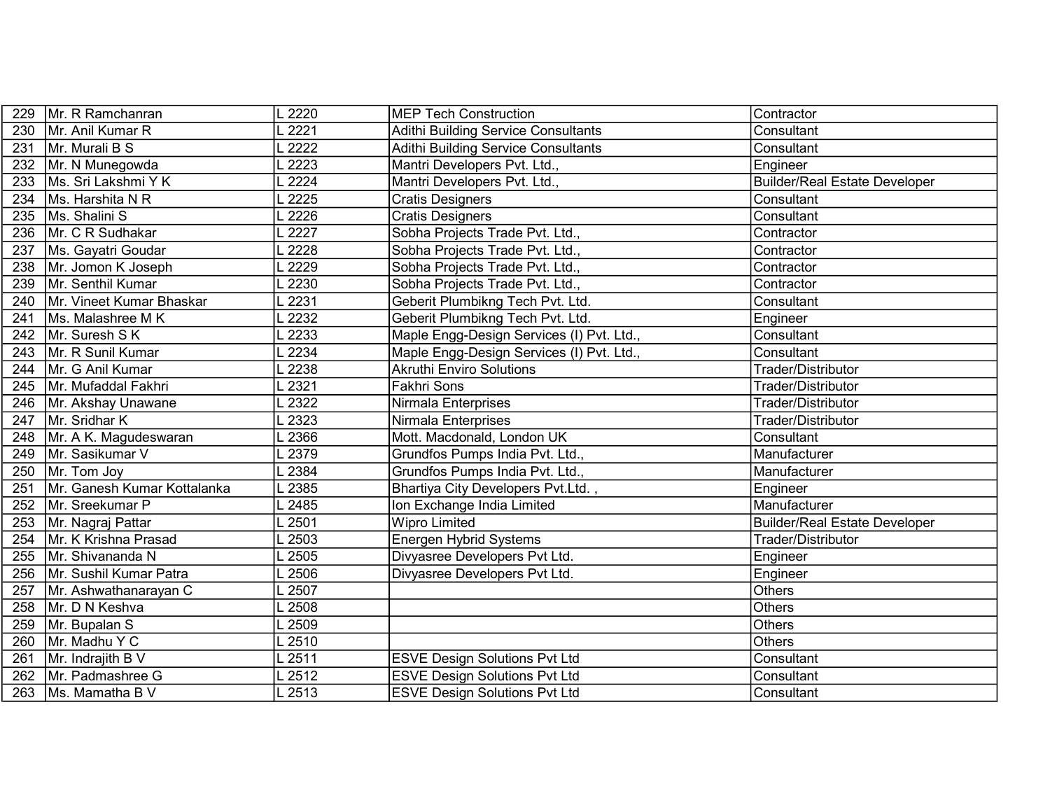| 229 | Mr. R Ramchanran | L 2220 | MEP Tech Construction | Contractor |
|---|---|---|---|---|
| 230 | Mr. Anil Kumar R | L 2221 | Adithi Building Service Consultants | Consultant |
| 231 | Mr. Murali B S | L 2222 | Adithi Building Service Consultants | Consultant |
| 232 | Mr. N Munegowda | L 2223 | Mantri Developers Pvt. Ltd., | Engineer |
| 233 | Ms. Sri Lakshmi Y K | L 2224 | Mantri Developers Pvt. Ltd., | Builder/Real Estate Developer |
| 234 | Ms. Harshita N R | L 2225 | Cratis Designers | Consultant |
| 235 | Ms. Shalini S | L 2226 | Cratis Designers | Consultant |
| 236 | Mr. C R Sudhakar | L 2227 | Sobha Projects Trade Pvt. Ltd., | Contractor |
| 237 | Ms. Gayatri Goudar | L 2228 | Sobha Projects Trade Pvt. Ltd., | Contractor |
| 238 | Mr. Jomon K Joseph | L 2229 | Sobha Projects Trade Pvt. Ltd., | Contractor |
| 239 | Mr. Senthil Kumar | L 2230 | Sobha Projects Trade Pvt. Ltd., | Contractor |
| 240 | Mr. Vineet Kumar Bhaskar | L 2231 | Geberit Plumbikng Tech Pvt. Ltd. | Consultant |
| 241 | Ms. Malashree M K | L 2232 | Geberit Plumbikng Tech Pvt. Ltd. | Engineer |
| 242 | Mr. Suresh S K | L 2233 | Maple Engg-Design Services (I) Pvt. Ltd., | Consultant |
| 243 | Mr. R Sunil Kumar | L 2234 | Maple Engg-Design Services (I) Pvt. Ltd., | Consultant |
| 244 | Mr. G Anil Kumar | L 2238 | Akruthi Enviro Solutions | Trader/Distributor |
| 245 | Mr. Mufaddal Fakhri | L 2321 | Fakhri Sons | Trader/Distributor |
| 246 | Mr. Akshay Unawane | L 2322 | Nirmala Enterprises | Trader/Distributor |
| 247 | Mr. Sridhar K | L 2323 | Nirmala Enterprises | Trader/Distributor |
| 248 | Mr. A K. Magudeswaran | L 2366 | Mott. Macdonald, London UK | Consultant |
| 249 | Mr. Sasikumar V | L 2379 | Grundfos Pumps India Pvt. Ltd., | Manufacturer |
| 250 | Mr. Tom Joy | L 2384 | Grundfos Pumps India Pvt. Ltd., | Manufacturer |
| 251 | Mr. Ganesh Kumar Kottalanka | L 2385 | Bhartiya City Developers Pvt.Ltd. , | Engineer |
| 252 | Mr. Sreekumar P | L 2485 | Ion Exchange India Limited | Manufacturer |
| 253 | Mr. Nagraj Pattar | L 2501 | Wipro Limited | Builder/Real Estate Developer |
| 254 | Mr. K Krishna Prasad | L 2503 | Energen Hybrid Systems | Trader/Distributor |
| 255 | Mr. Shivananda N | L 2505 | Divyasree Developers Pvt Ltd. | Engineer |
| 256 | Mr. Sushil Kumar Patra | L 2506 | Divyasree Developers Pvt Ltd. | Engineer |
| 257 | Mr. Ashwathanarayan C | L 2507 | | Others |
| 258 | Mr. D N Keshva | L 2508 | | Others |
| 259 | Mr. Bupalan S | L 2509 | | Others |
| 260 | Mr. Madhu Y C | L 2510 | | Others |
| 261 | Mr. Indrajith B V | L 2511 | ESVE Design Solutions Pvt Ltd | Consultant |
| 262 | Mr. Padmashree G | L 2512 | ESVE Design Solutions Pvt Ltd | Consultant |
| 263 | Ms. Mamatha B V | L 2513 | ESVE Design Solutions Pvt Ltd | Consultant |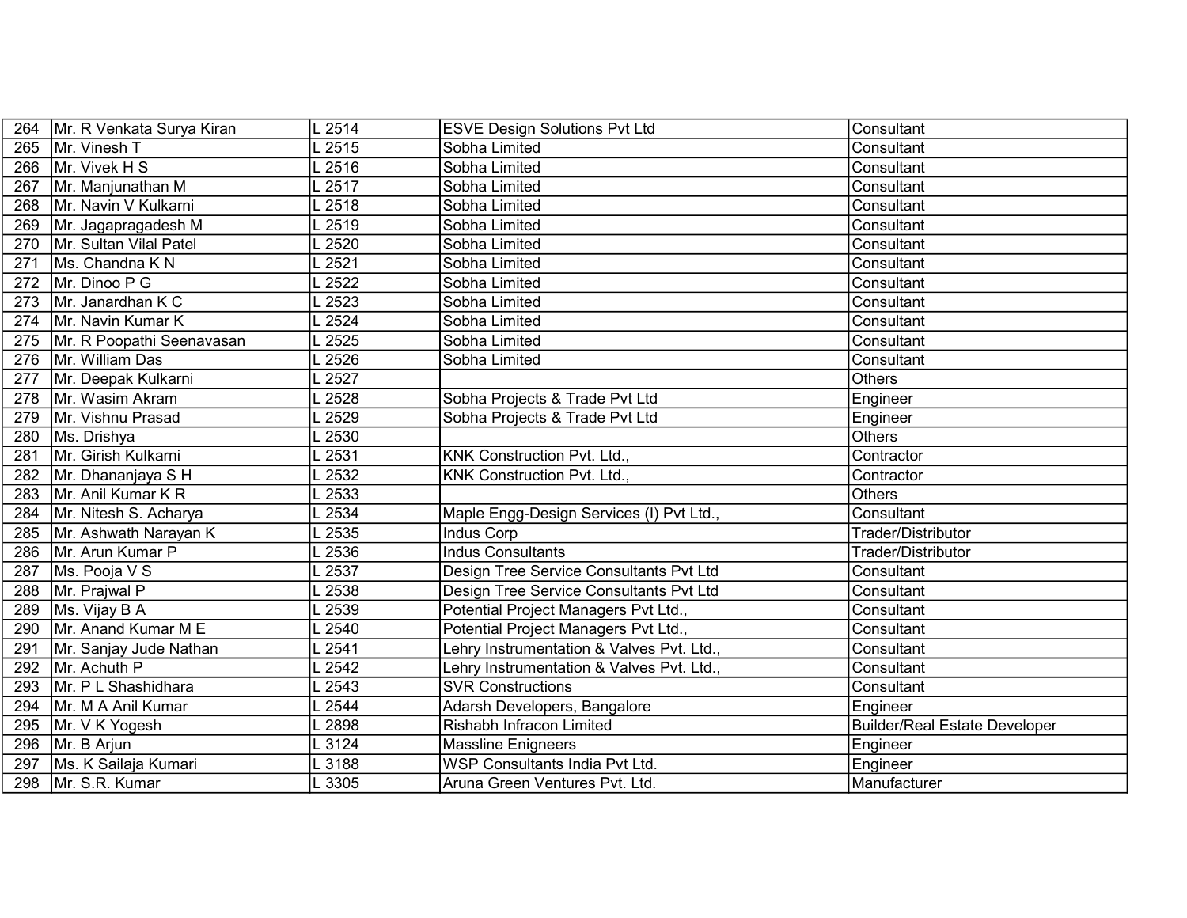| 264 | Mr. R Venkata Surya Kiran | L 2514 | ESVE Design Solutions Pvt Ltd | Consultant |
|---|---|---|---|---|
| 265 | Mr. Vinesh T | L 2515 | Sobha Limited | Consultant |
| 266 | Mr. Vivek H S | L 2516 | Sobha Limited | Consultant |
| 267 | Mr. Manjunathan M | L 2517 | Sobha Limited | Consultant |
| 268 | Mr. Navin V Kulkarni | L 2518 | Sobha Limited | Consultant |
| 269 | Mr. Jagapragadesh M | L 2519 | Sobha Limited | Consultant |
| 270 | Mr. Sultan Vilal Patel | L 2520 | Sobha Limited | Consultant |
| 271 | Ms. Chandna K N | L 2521 | Sobha Limited | Consultant |
| 272 | Mr. Dinoo P G | L 2522 | Sobha Limited | Consultant |
| 273 | Mr. Janardhan K C | L 2523 | Sobha Limited | Consultant |
| 274 | Mr. Navin Kumar K | L 2524 | Sobha Limited | Consultant |
| 275 | Mr. R Poopathi Seenavasan | L 2525 | Sobha Limited | Consultant |
| 276 | Mr. William Das | L 2526 | Sobha Limited | Consultant |
| 277 | Mr. Deepak Kulkarni | L 2527 | | Others |
| 278 | Mr. Wasim Akram | L 2528 | Sobha Projects & Trade Pvt Ltd | Engineer |
| 279 | Mr. Vishnu Prasad | L 2529 | Sobha Projects & Trade Pvt Ltd | Engineer |
| 280 | Ms. Drishya | L 2530 | | Others |
| 281 | Mr. Girish Kulkarni | L 2531 | KNK Construction Pvt. Ltd., | Contractor |
| 282 | Mr. Dhananjaya S H | L 2532 | KNK Construction Pvt. Ltd., | Contractor |
| 283 | Mr. Anil Kumar K R | L 2533 | | Others |
| 284 | Mr. Nitesh S. Acharya | L 2534 | Maple Engg-Design Services (I) Pvt Ltd., | Consultant |
| 285 | Mr. Ashwath Narayan K | L 2535 | Indus Corp | Trader/Distributor |
| 286 | Mr. Arun Kumar P | L 2536 | Indus Consultants | Trader/Distributor |
| 287 | Ms. Pooja V S | L 2537 | Design Tree Service Consultants Pvt Ltd | Consultant |
| 288 | Mr. Prajwal P | L 2538 | Design Tree Service Consultants Pvt Ltd | Consultant |
| 289 | Ms. Vijay B A | L 2539 | Potential Project Managers Pvt Ltd., | Consultant |
| 290 | Mr. Anand Kumar M E | L 2540 | Potential Project Managers Pvt Ltd., | Consultant |
| 291 | Mr. Sanjay Jude Nathan | L 2541 | Lehry Instrumentation & Valves Pvt. Ltd., | Consultant |
| 292 | Mr. Achuth P | L 2542 | Lehry Instrumentation & Valves Pvt. Ltd., | Consultant |
| 293 | Mr. P L Shashidhara | L 2543 | SVR Constructions | Consultant |
| 294 | Mr. M A Anil Kumar | L 2544 | Adarsh Developers, Bangalore | Engineer |
| 295 | Mr. V K Yogesh | L 2898 | Rishabh Infracon Limited | Builder/Real Estate Developer |
| 296 | Mr. B Arjun | L 3124 | Massline Enigneers | Engineer |
| 297 | Ms. K Sailaja Kumari | L 3188 | WSP Consultants India Pvt Ltd. | Engineer |
| 298 | Mr. S.R. Kumar | L 3305 | Aruna Green Ventures Pvt. Ltd. | Manufacturer |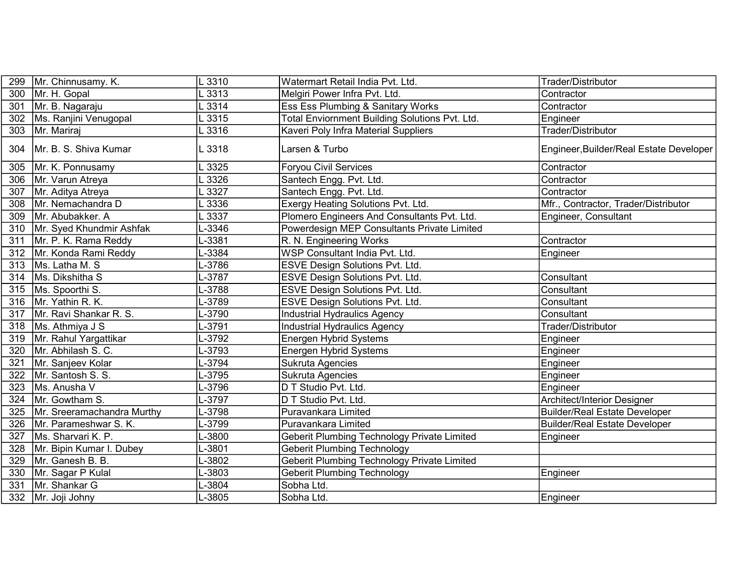| 299 | Mr. Chinnusamy. K. | L 3310 | Watermart Retail India Pvt. Ltd. | Trader/Distributor |
|---|---|---|---|---|
| 300 | Mr. H. Gopal | L 3313 | Melgiri Power Infra Pvt. Ltd. | Contractor |
| 301 | Mr. B. Nagaraju | L 3314 | Ess Ess Plumbing & Sanitary Works | Contractor |
| 302 | Ms. Ranjini Venugopal | L 3315 | Total Enviornment Building Solutions Pvt. Ltd. | Engineer |
| 303 | Mr. Mariraj | L 3316 | Kaveri Poly Infra Material Suppliers | Trader/Distributor |
| 304 | Mr. B. S. Shiva Kumar | L 3318 | Larsen & Turbo | Engineer,Builder/Real Estate Developer |
| 305 | Mr. K. Ponnusamy | L 3325 | Foryou Civil Services | Contractor |
| 306 | Mr. Varun Atreya | L 3326 | Santech Engg. Pvt. Ltd. | Contractor |
| 307 | Mr. Aditya Atreya | L 3327 | Santech Engg. Pvt. Ltd. | Contractor |
| 308 | Mr. Nemachandra D | L 3336 | Exergy Heating Solutions Pvt. Ltd. | Mfr., Contractor, Trader/Distributor |
| 309 | Mr. Abubakker. A | L 3337 | Plomero Engineers And Consultants Pvt. Ltd. | Engineer, Consultant |
| 310 | Mr. Syed Khundmir Ashfak | L-3346 | Powerdesign MEP Consultants Private Limited | |
| 311 | Mr. P. K. Rama Reddy | L-3381 | R. N. Engineering Works | Contractor |
| 312 | Mr. Konda Rami Reddy | L-3384 | WSP Consultant India Pvt. Ltd. | Engineer |
| 313 | Ms. Latha M. S | L-3786 | ESVE Design Solutions Pvt. Ltd. | |
| 314 | Ms. Dikshitha S | L-3787 | ESVE Design Solutions Pvt. Ltd. | Consultant |
| 315 | Ms. Spoorthi S. | L-3788 | ESVE Design Solutions Pvt. Ltd. | Consultant |
| 316 | Mr. Yathin R. K. | L-3789 | ESVE Design Solutions Pvt. Ltd. | Consultant |
| 317 | Mr. Ravi Shankar R. S. | L-3790 | Industrial Hydraulics Agency | Consultant |
| 318 | Ms. Athmiya J S | L-3791 | Industrial Hydraulics Agency | Trader/Distributor |
| 319 | Mr. Rahul Yargattikar | L-3792 | Energen Hybrid Systems | Engineer |
| 320 | Mr. Abhilash S. C. | L-3793 | Energen Hybrid Systems | Engineer |
| 321 | Mr. Sanjeev Kolar | L-3794 | Sukruta Agencies | Engineer |
| 322 | Mr. Santosh S. S. | L-3795 | Sukruta Agencies | Engineer |
| 323 | Ms. Anusha V | L-3796 | D T Studio Pvt. Ltd. | Engineer |
| 324 | Mr. Gowtham S. | L-3797 | D T Studio Pvt. Ltd. | Architect/Interior Designer |
| 325 | Mr. Sreeramachandra Murthy | L-3798 | Puravankara Limited | Builder/Real Estate Developer |
| 326 | Mr. Parameshwar S. K. | L-3799 | Puravankara Limited | Builder/Real Estate Developer |
| 327 | Ms. Sharvari K. P. | L-3800 | Geberit Plumbing Technology Private Limited | Engineer |
| 328 | Mr. Bipin Kumar I. Dubey | L-3801 | Geberit Plumbing Technology | |
| 329 | Mr. Ganesh B. B. | L-3802 | Geberit Plumbing Technology Private Limited | |
| 330 | Mr. Sagar P Kulal | L-3803 | Geberit Plumbing Technology | Engineer |
| 331 | Mr. Shankar G | L-3804 | Sobha Ltd. | |
| 332 | Mr. Joji Johny | L-3805 | Sobha Ltd. | Engineer |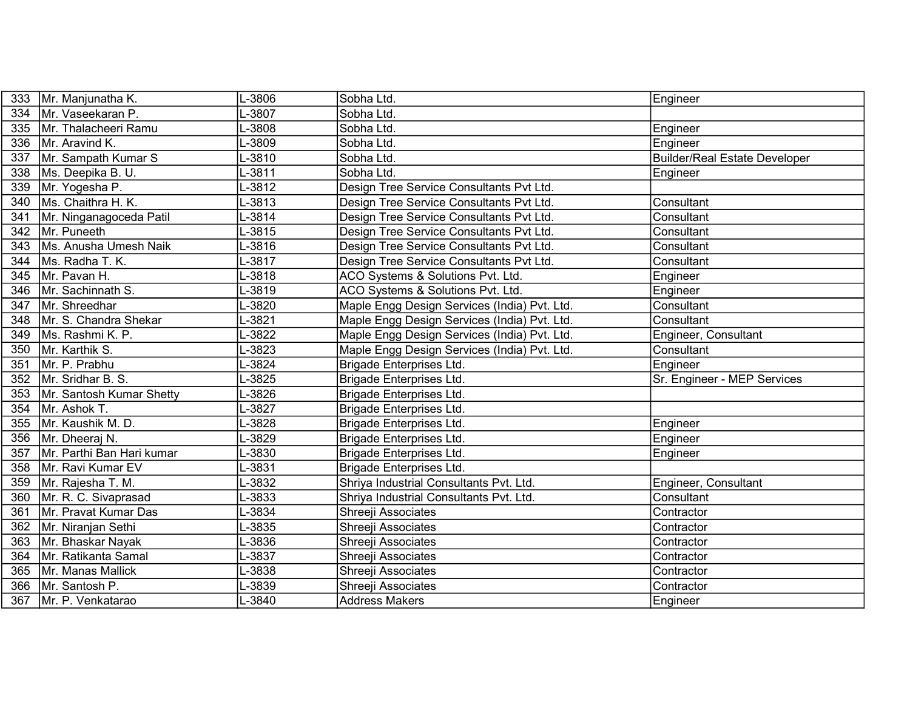| 333 | Mr. Manjunatha K. | L-3806 | Sobha Ltd. | Engineer |
|---|---|---|---|---|
| 334 | Mr. Vaseekaran P. | L-3807 | Sobha Ltd. | |
| 335 | Mr. Thalacheeri Ramu | L-3808 | Sobha Ltd. | Engineer |
| 336 | Mr. Aravind K. | L-3809 | Sobha Ltd. | Engineer |
| 337 | Mr. Sampath Kumar S | L-3810 | Sobha Ltd. | Builder/Real Estate Developer |
| 338 | Ms. Deepika B. U. | L-3811 | Sobha Ltd. | Engineer |
| 339 | Mr. Yogesha P. | L-3812 | Design Tree Service Consultants Pvt Ltd. | |
| 340 | Ms. Chaithra H. K. | L-3813 | Design Tree Service Consultants Pvt Ltd. | Consultant |
| 341 | Mr. Ninganagoceda Patil | L-3814 | Design Tree Service Consultants Pvt Ltd. | Consultant |
| 342 | Mr. Puneeth | L-3815 | Design Tree Service Consultants Pvt Ltd. | Consultant |
| 343 | Ms. Anusha Umesh Naik | L-3816 | Design Tree Service Consultants Pvt Ltd. | Consultant |
| 344 | Ms. Radha T. K. | L-3817 | Design Tree Service Consultants Pvt Ltd. | Consultant |
| 345 | Mr. Pavan H. | L-3818 | ACO Systems & Solutions Pvt. Ltd. | Engineer |
| 346 | Mr. Sachinnath S. | L-3819 | ACO Systems & Solutions Pvt. Ltd. | Engineer |
| 347 | Mr. Shreedhar | L-3820 | Maple Engg Design Services (India) Pvt. Ltd. | Consultant |
| 348 | Mr. S. Chandra Shekar | L-3821 | Maple Engg Design Services (India) Pvt. Ltd. | Consultant |
| 349 | Ms. Rashmi K. P. | L-3822 | Maple Engg Design Services (India) Pvt. Ltd. | Engineer, Consultant |
| 350 | Mr. Karthik S. | L-3823 | Maple Engg Design Services (India) Pvt. Ltd. | Consultant |
| 351 | Mr. P. Prabhu | L-3824 | Brigade Enterprises Ltd. | Engineer |
| 352 | Mr. Sridhar B. S. | L-3825 | Brigade Enterprises Ltd. | Sr. Engineer - MEP Services |
| 353 | Mr. Santosh Kumar Shetty | L-3826 | Brigade Enterprises Ltd. | |
| 354 | Mr. Ashok T. | L-3827 | Brigade Enterprises Ltd. | |
| 355 | Mr. Kaushik M. D. | L-3828 | Brigade Enterprises Ltd. | Engineer |
| 356 | Mr. Dheeraj N. | L-3829 | Brigade Enterprises Ltd. | Engineer |
| 357 | Mr. Parthi Ban Hari kumar | L-3830 | Brigade Enterprises Ltd. | Engineer |
| 358 | Mr. Ravi Kumar EV | L-3831 | Brigade Enterprises Ltd. | |
| 359 | Mr. Rajesha T. M. | L-3832 | Shriya Industrial Consultants Pvt. Ltd. | Engineer, Consultant |
| 360 | Mr. R. C. Sivaprasad | L-3833 | Shriya Industrial Consultants Pvt. Ltd. | Consultant |
| 361 | Mr. Pravat Kumar Das | L-3834 | Shreeji Associates | Contractor |
| 362 | Mr. Niranjan Sethi | L-3835 | Shreeji Associates | Contractor |
| 363 | Mr. Bhaskar Nayak | L-3836 | Shreeji Associates | Contractor |
| 364 | Mr. Ratikanta Samal | L-3837 | Shreeji Associates | Contractor |
| 365 | Mr. Manas Mallick | L-3838 | Shreeji Associates | Contractor |
| 366 | Mr. Santosh P. | L-3839 | Shreeji Associates | Contractor |
| 367 | Mr. P. Venkatarao | L-3840 | Address Makers | Engineer |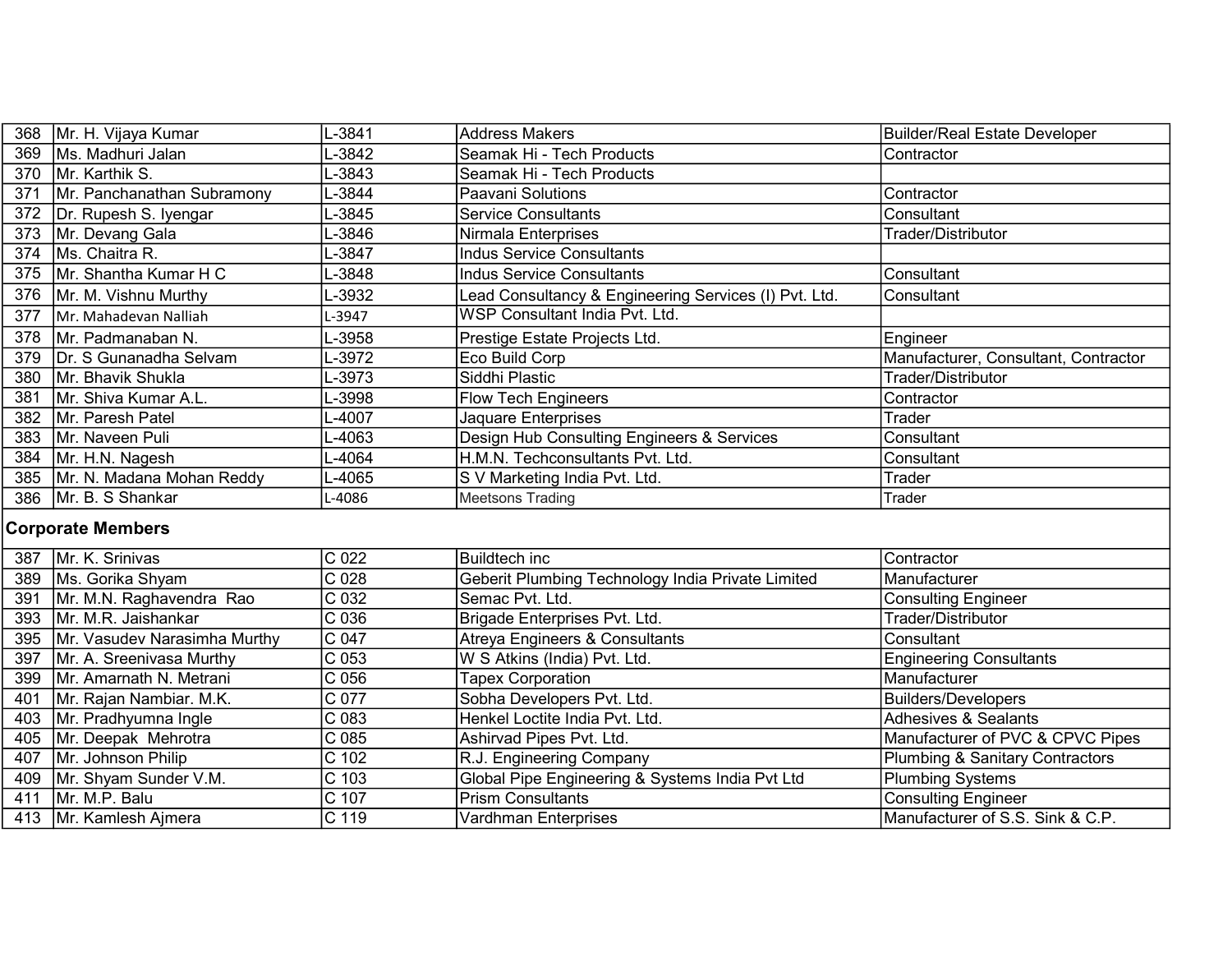| | | | | |
|---|---|---|---|---|
| 368 | Mr. H. Vijaya Kumar | L-3841 | Address Makers | Builder/Real Estate Developer |
| 369 | Ms. Madhuri Jalan | L-3842 | Seamak Hi - Tech Products | Contractor |
| 370 | Mr. Karthik S. | L-3843 | Seamak Hi - Tech Products | |
| 371 | Mr. Panchanathan Subramony | L-3844 | Paavani Solutions | Contractor |
| 372 | Dr. Rupesh S. Iyengar | L-3845 | Service Consultants | Consultant |
| 373 | Mr. Devang Gala | L-3846 | Nirmala Enterprises | Trader/Distributor |
| 374 | Ms. Chaitra R. | L-3847 | Indus Service Consultants | |
| 375 | Mr. Shantha Kumar H C | L-3848 | Indus Service Consultants | Consultant |
| 376 | Mr. M. Vishnu Murthy | L-3932 | Lead Consultancy & Engineering Services (I) Pvt. Ltd. | Consultant |
| 377 | Mr. Mahadevan Nalliah | L-3947 | WSP Consultant India Pvt. Ltd. | |
| 378 | Mr. Padmanaban N. | L-3958 | Prestige Estate Projects Ltd. | Engineer |
| 379 | Dr. S Gunanadha Selvam | L-3972 | Eco Build Corp | Manufacturer, Consultant, Contractor |
| 380 | Mr. Bhavik Shukla | L-3973 | Siddhi Plastic | Trader/Distributor |
| 381 | Mr. Shiva Kumar A.L. | L-3998 | Flow Tech Engineers | Contractor |
| 382 | Mr. Paresh Patel | L-4007 | Jaquare Enterprises | Trader |
| 383 | Mr. Naveen Puli | L-4063 | Design Hub Consulting Engineers & Services | Consultant |
| 384 | Mr. H.N. Nagesh | L-4064 | H.M.N. Techconsultants Pvt. Ltd. | Consultant |
| 385 | Mr. N. Madana Mohan Reddy | L-4065 | S V Marketing India Pvt. Ltd. | Trader |
| 386 | Mr. B. S Shankar | L-4086 | Meetsons Trading | Trader |
| **Corporate Members** | | | | |
| 387 | Mr. K. Srinivas | C 022 | Buildtech inc | Contractor |
| 389 | Ms. Gorika Shyam | C 028 | Geberit Plumbing Technology India Private Limited | Manufacturer |
| 391 | Mr. M.N. Raghavendra Rao | C 032 | Semac Pvt. Ltd. | Consulting Engineer |
| 393 | Mr. M.R. Jaishankar | C 036 | Brigade Enterprises Pvt. Ltd. | Trader/Distributor |
| 395 | Mr. Vasudev Narasimha Murthy | C 047 | Atreya Engineers & Consultants | Consultant |
| 397 | Mr. A. Sreenivasa Murthy | C 053 | W S Atkins (India) Pvt. Ltd. | Engineering Consultants |
| 399 | Mr. Amarnath N. Metrani | C 056 | Tapex Corporation | Manufacturer |
| 401 | Mr. Rajan Nambiar. M.K. | C 077 | Sobha Developers Pvt. Ltd. | Builders/Developers |
| 403 | Mr. Pradhyumna Ingle | C 083 | Henkel Loctite India Pvt. Ltd. | Adhesives & Sealants |
| 405 | Mr. Deepak Mehrotra | C 085 | Ashirvad Pipes Pvt. Ltd. | Manufacturer of PVC & CPVC Pipes |
| 407 | Mr. Johnson Philip | C 102 | R.J. Engineering Company | Plumbing & Sanitary Contractors |
| 409 | Mr. Shyam Sunder V.M. | C 103 | Global Pipe Engineering & Systems India Pvt Ltd | Plumbing Systems |
| 411 | Mr. M.P. Balu | C 107 | Prism Consultants | Consulting Engineer |
| 413 | Mr. Kamlesh Ajmera | C 119 | Vardhman Enterprises | Manufacturer of S.S. Sink & C.P. |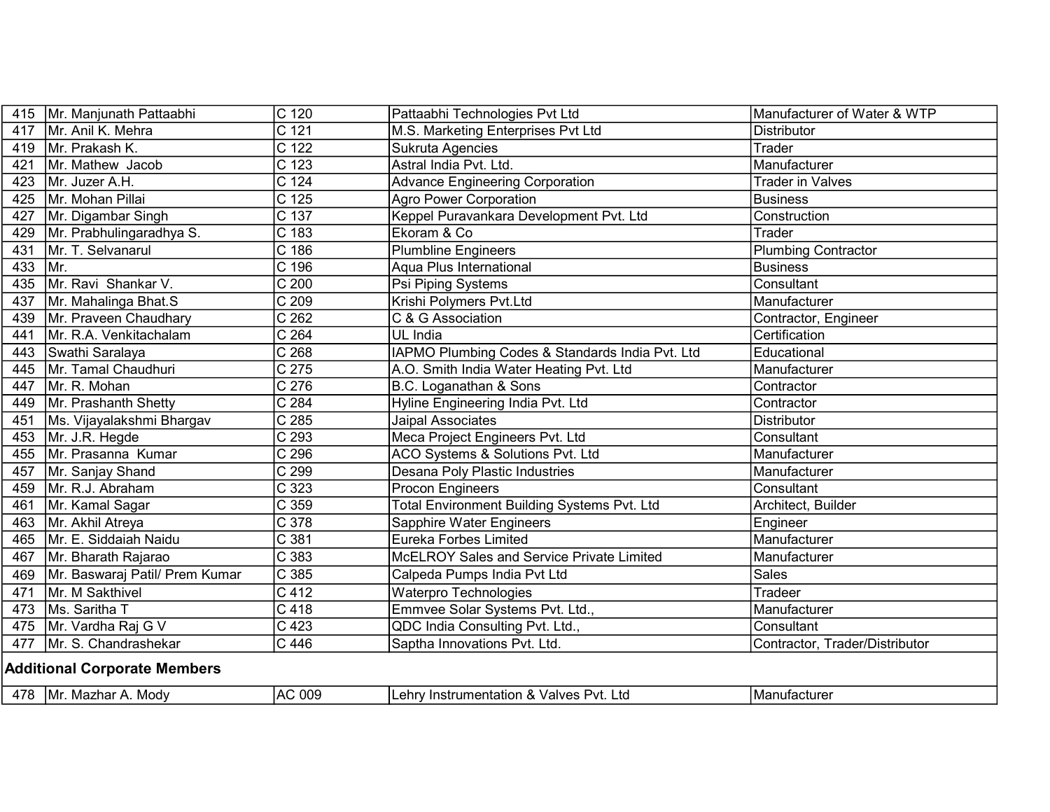| | | | | |
|---|---|---|---|---|
| 415 | Mr. Manjunath Pattaabhi | C 120 | Pattaabhi Technologies Pvt Ltd | Manufacturer of Water & WTP |
| 417 | Mr. Anil K. Mehra | C 121 | M.S. Marketing Enterprises Pvt Ltd | Distributor |
| 419 | Mr. Prakash K. | C 122 | Sukruta Agencies | Trader |
| 421 | Mr. Mathew Jacob | C 123 | Astral India Pvt. Ltd. | Manufacturer |
| 423 | Mr. Juzer A.H. | C 124 | Advance Engineering Corporation | Trader in Valves |
| 425 | Mr. Mohan Pillai | C 125 | Agro Power Corporation | Business |
| 427 | Mr. Digambar Singh | C 137 | Keppel Puravankara Development Pvt. Ltd | Construction |
| 429 | Mr. Prabhulingaradhya S. | C 183 | Ekoram & Co | Trader |
| 431 | Mr. T. Selvanarul | C 186 | Plumbline Engineers | Plumbing Contractor |
| 433 | Mr. | C 196 | Aqua Plus International | Business |
| 435 | Mr. Ravi Shankar V. | C 200 | Psi Piping Systems | Consultant |
| 437 | Mr. Mahalinga Bhat.S | C 209 | Krishi Polymers Pvt.Ltd | Manufacturer |
| 439 | Mr. Praveen Chaudhary | C 262 | C & G Association | Contractor, Engineer |
| 441 | Mr. R.A. Venkitachalam | C 264 | UL India | Certification |
| 443 | Swathi Saralaya | C 268 | IAPMO Plumbing Codes & Standards India Pvt. Ltd | Educational |
| 445 | Mr. Tamal Chaudhuri | C 275 | A.O. Smith India Water Heating Pvt. Ltd | Manufacturer |
| 447 | Mr. R. Mohan | C 276 | B.C. Loganathan & Sons | Contractor |
| 449 | Mr. Prashanth Shetty | C 284 | Hyline Engineering India Pvt. Ltd | Contractor |
| 451 | Ms. Vijayalakshmi Bhargav | C 285 | Jaipal Associates | Distributor |
| 453 | Mr. J.R. Hegde | C 293 | Meca Project Engineers Pvt. Ltd | Consultant |
| 455 | Mr. Prasanna Kumar | C 296 | ACO Systems & Solutions Pvt. Ltd | Manufacturer |
| 457 | Mr. Sanjay Shand | C 299 | Desana Poly Plastic Industries | Manufacturer |
| 459 | Mr. R.J. Abraham | C 323 | Procon Engineers | Consultant |
| 461 | Mr. Kamal Sagar | C 359 | Total Environment Building Systems Pvt. Ltd | Architect, Builder |
| 463 | Mr. Akhil Atreya | C 378 | Sapphire Water Engineers | Engineer |
| 465 | Mr. E. Siddaiah Naidu | C 381 | Eureka Forbes Limited | Manufacturer |
| 467 | Mr. Bharath Rajarao | C 383 | McELROY Sales and Service Private Limited | Manufacturer |
| 469 | Mr. Baswaraj Patil/ Prem Kumar | C 385 | Calpeda Pumps India Pvt Ltd | Sales |
| 471 | Mr. M Sakthivel | C 412 | Waterpro Technologies | Tradeer |
| 473 | Ms. Saritha T | C 418 | Emmvee Solar Systems Pvt. Ltd., | Manufacturer |
| 475 | Mr. Vardha Raj G V | C 423 | QDC India Consulting Pvt. Ltd., | Consultant |
| 477 | Mr. S. Chandrashekar | C 446 | Saptha Innovations Pvt. Ltd. | Contractor, Trader/Distributor |
| **Additional Corporate Members** | | | | |
| 478 | Mr. Mazhar A. Mody | AC 009 | Lehry Instrumentation & Valves Pvt. Ltd | Manufacturer |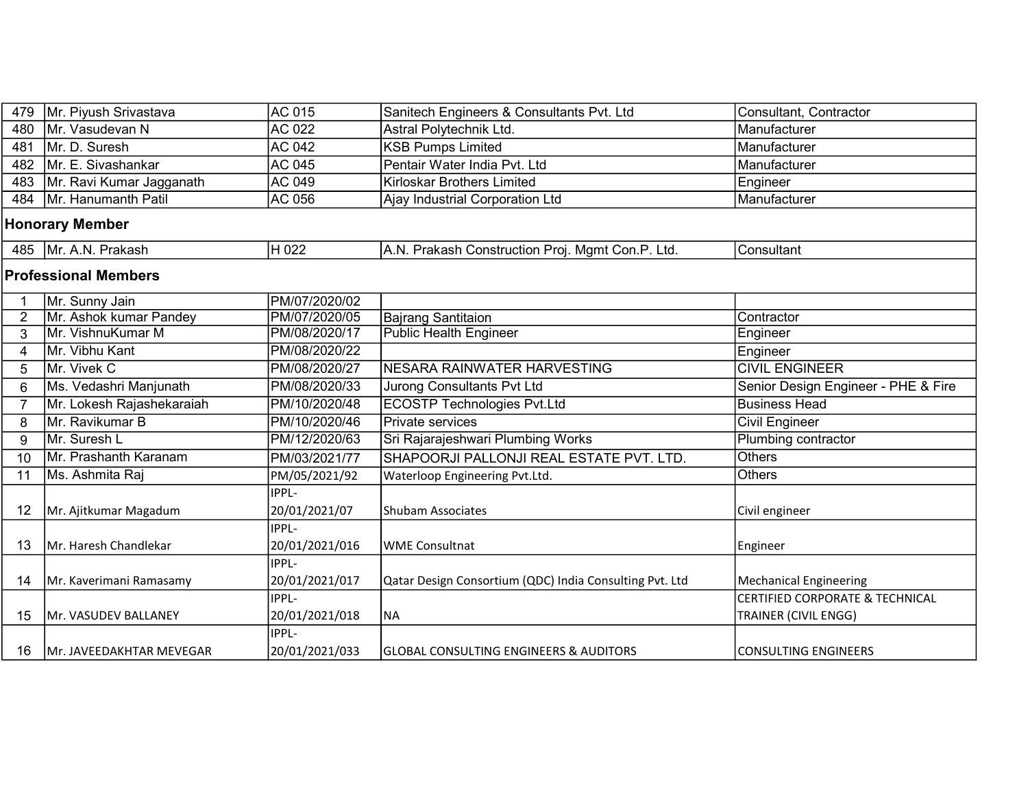| | | | | |
|---|---|---|---|---|
| 479 | Mr. Piyush Srivastava | AC 015 | Sanitech Engineers & Consultants Pvt. Ltd | Consultant, Contractor |
| 480 | Mr. Vasudevan N | AC 022 | Astral Polytechnik Ltd. | Manufacturer |
| 481 | Mr. D. Suresh | AC 042 | KSB Pumps Limited | Manufacturer |
| 482 | Mr. E. Sivashankar | AC 045 | Pentair Water India Pvt. Ltd | Manufacturer |
| 483 | Mr. Ravi Kumar Jagganath | AC 049 | Kirloskar Brothers Limited | Engineer |
| 484 | Mr. Hanumanth Patil | AC 056 | Ajay Industrial Corporation Ltd | Manufacturer |
| **Honorary Member** | | | | |
| 485 | Mr. A.N. Prakash | H 022 | A.N. Prakash Construction Proj. Mgmt Con.P. Ltd. | Consultant |
| **Professional Members** | | | | |
| 1 | Mr. Sunny Jain | PM/07/2020/02 | | |
| 2 | Mr. Ashok kumar Pandey | PM/07/2020/05 | Bajrang Santitaion | Contractor |
| 3 | Mr. VishnuKumar M | PM/08/2020/17 | Public Health Engineer | Engineer |
| 4 | Mr. Vibhu Kant | PM/08/2020/22 | | Engineer |
| 5 | Mr. Vivek C | PM/08/2020/27 | NESARA RAINWATER HARVESTING | CIVIL ENGINEER |
| 6 | Ms. Vedashri Manjunath | PM/08/2020/33 | Jurong Consultants Pvt Ltd | Senior Design Engineer - PHE & Fire |
| 7 | Mr. Lokesh Rajashekaraiah | PM/10/2020/48 | ECOSTP Technologies Pvt.Ltd | Business Head |
| 8 | Mr. Ravikumar B | PM/10/2020/46 | Private services | Civil Engineer |
| 9 | Mr. Suresh L | PM/12/2020/63 | Sri Rajarajeshwari Plumbing Works | Plumbing contractor |
| 10 | Mr. Prashanth Karanam | PM/03/2021/77 | SHAPOORJI PALLONJI REAL ESTATE PVT. LTD. | Others |
| 11 | Ms. Ashmita Raj | PM/05/2021/92 | Waterloop Engineering Pvt.Ltd. | Others |
| 12 | Mr. Ajitkumar Magadum | IPPL-20/01/2021/07 | Shubam Associates | Civil engineer |
| 13 | Mr. Haresh Chandlekar | IPPL-20/01/2021/016 | WME Consultnat | Engineer |
| 14 | Mr. Kaverimani Ramasamy | IPPL-20/01/2021/017 | Qatar Design Consortium (QDC) India Consulting Pvt. Ltd | Mechanical Engineering |
| 15 | Mr. VASUDEV BALLANEY | IPPL-20/01/2021/018 | NA | CERTIFIED CORPORATE & TECHNICAL TRAINER (CIVIL ENGG) |
| 16 | Mr. JAVEEDAKHTAR MEVEGAR | IPPL-20/01/2021/033 | GLOBAL CONSULTING ENGINEERS & AUDITORS | CONSULTING ENGINEERS |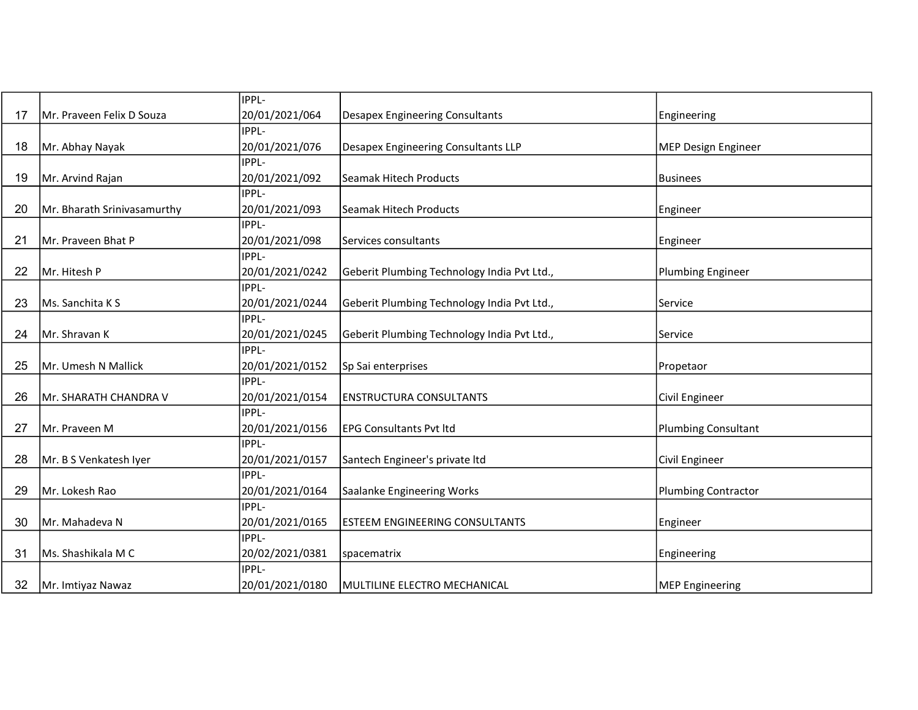| 17 | Mr. Praveen Felix D Souza | IPPL-20/01/2021/064 | Desapex Engineering Consultants | Engineering |
|---|---|---|---|---|
| 18 | Mr. Abhay Nayak | IPPL-20/01/2021/076 | Desapex Engineering Consultants LLP | MEP Design Engineer |
| 19 | Mr. Arvind Rajan | IPPL-20/01/2021/092 | Seamak Hitech Products | Businees |
| 20 | Mr. Bharath Srinivasamurthy | IPPL-20/01/2021/093 | Seamak Hitech Products | Engineer |
| 21 | Mr. Praveen Bhat P | IPPL-20/01/2021/098 | Services consultants | Engineer |
| 22 | Mr. Hitesh P | IPPL-20/01/2021/0242 | Geberit Plumbing Technology India Pvt Ltd., | Plumbing Engineer |
| 23 | Ms. Sanchita K S | IPPL-20/01/2021/0244 | Geberit Plumbing Technology India Pvt Ltd., | Service |
| 24 | Mr. Shravan K | IPPL-20/01/2021/0245 | Geberit Plumbing Technology India Pvt Ltd., | Service |
| 25 | Mr. Umesh N Mallick | IPPL-20/01/2021/0152 | Sp Sai enterprises | Propetaor |
| 26 | Mr. SHARATH CHANDRA V | IPPL-20/01/2021/0154 | ENSTRUCTURA CONSULTANTS | Civil Engineer |
| 27 | Mr. Praveen M | IPPL-20/01/2021/0156 | EPG Consultants Pvt ltd | Plumbing Consultant |
| 28 | Mr. B S Venkatesh Iyer | IPPL-20/01/2021/0157 | Santech Engineer's private ltd | Civil Engineer |
| 29 | Mr. Lokesh Rao | IPPL-20/01/2021/0164 | Saalanke Engineering Works | Plumbing Contractor |
| 30 | Mr. Mahadeva N | IPPL-20/01/2021/0165 | ESTEEM ENGINEERING CONSULTANTS | Engineer |
| 31 | Ms. Shashikala M C | IPPL-20/02/2021/0381 | spacematrix | Engineering |
| 32 | Mr. Imtiyaz Nawaz | IPPL-20/01/2021/0180 | MULTILINE ELECTRO MECHANICAL | MEP Engineering |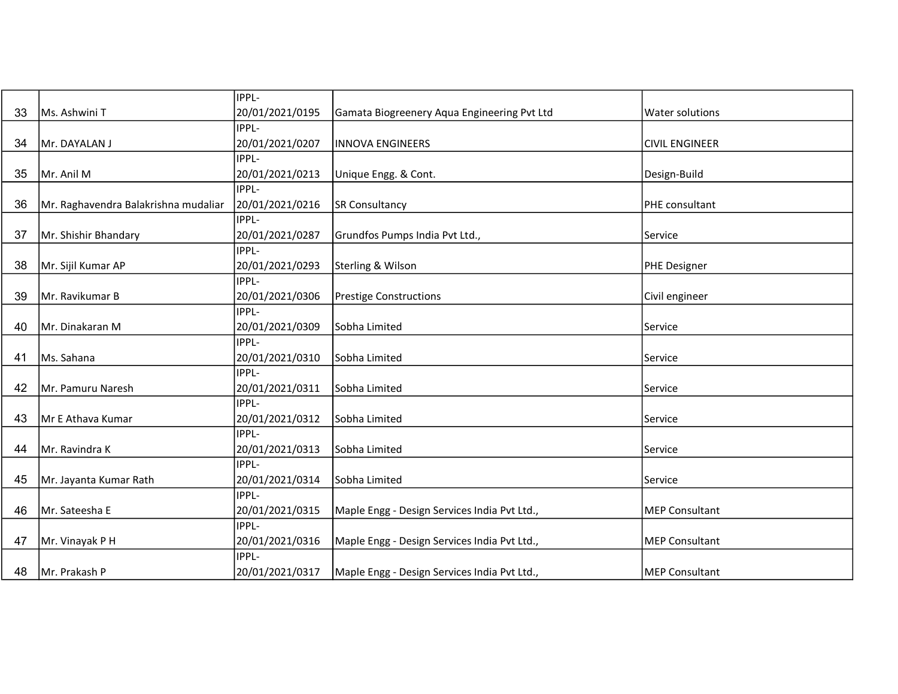| | | | | |
|---|---|---|---|---|
| 33 | Ms. Ashwini T | IPPL-20/01/2021/0195 | Gamata Biogreenery Aqua Engineering Pvt Ltd | Water solutions |
| 34 | Mr. DAYALAN J | IPPL-20/01/2021/0207 | INNOVA ENGINEERS | CIVIL ENGINEER |
| 35 | Mr. Anil M | IPPL-20/01/2021/0213 | Unique Engg. & Cont. | Design-Build |
| 36 | Mr. Raghavendra Balakrishna mudaliar | IPPL-20/01/2021/0216 | SR Consultancy | PHE consultant |
| 37 | Mr. Shishir Bhandary | IPPL-20/01/2021/0287 | Grundfos Pumps India Pvt Ltd., | Service |
| 38 | Mr. Sijil Kumar AP | IPPL-20/01/2021/0293 | Sterling & Wilson | PHE Designer |
| 39 | Mr. Ravikumar B | IPPL-20/01/2021/0306 | Prestige Constructions | Civil engineer |
| 40 | Mr. Dinakaran M | IPPL-20/01/2021/0309 | Sobha Limited | Service |
| 41 | Ms. Sahana | IPPL-20/01/2021/0310 | Sobha Limited | Service |
| 42 | Mr. Pamuru Naresh | IPPL-20/01/2021/0311 | Sobha Limited | Service |
| 43 | Mr E Athava Kumar | IPPL-20/01/2021/0312 | Sobha Limited | Service |
| 44 | Mr. Ravindra K | IPPL-20/01/2021/0313 | Sobha Limited | Service |
| 45 | Mr. Jayanta Kumar Rath | IPPL-20/01/2021/0314 | Sobha Limited | Service |
| 46 | Mr. Sateesha E | IPPL-20/01/2021/0315 | Maple Engg - Design Services India Pvt Ltd., | MEP Consultant |
| 47 | Mr. Vinayak P H | IPPL-20/01/2021/0316 | Maple Engg - Design Services India Pvt Ltd., | MEP Consultant |
| 48 | Mr. Prakash P | IPPL-20/01/2021/0317 | Maple Engg - Design Services India Pvt Ltd., | MEP Consultant |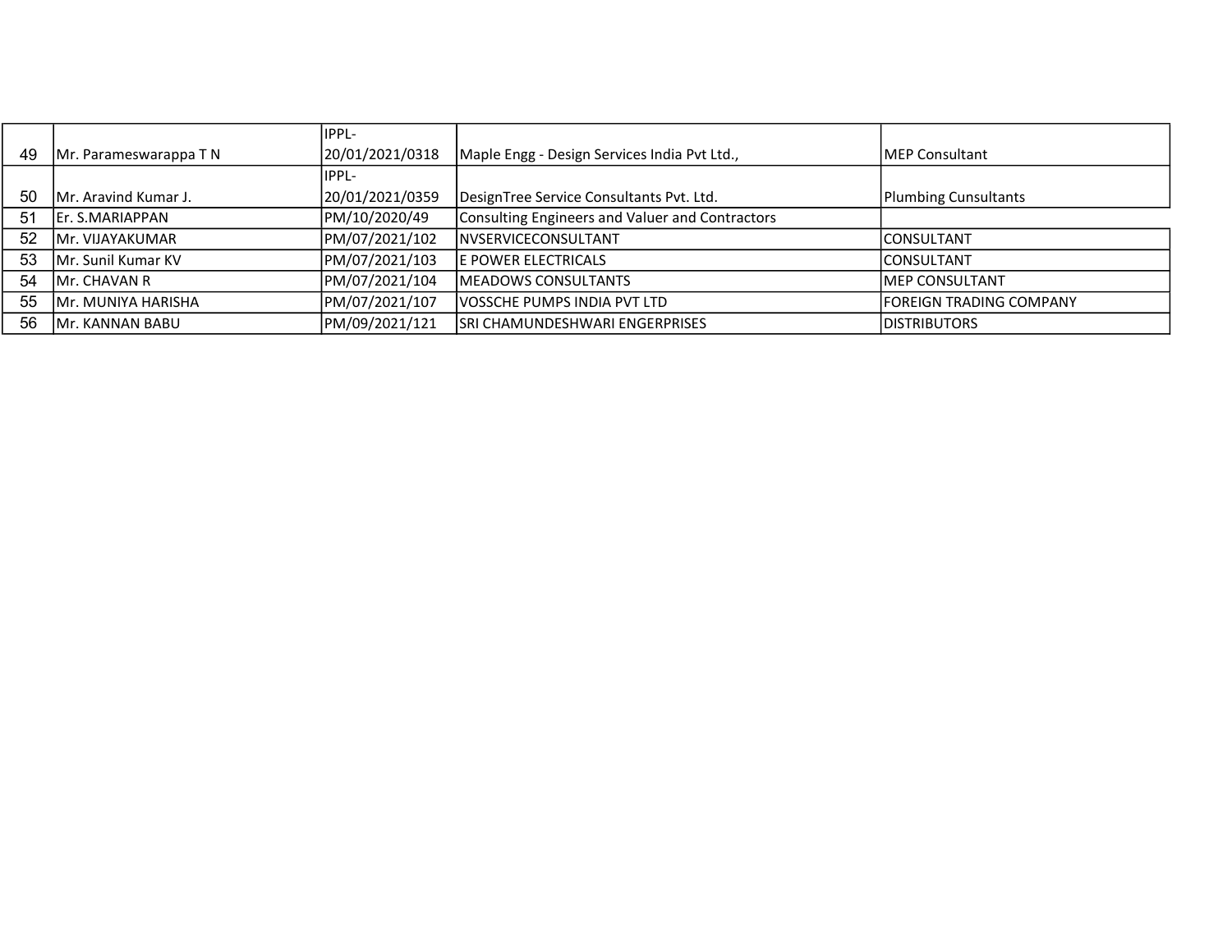| | | | | |
|---|---|---|---|---|
| 49 | Mr. Parameswarappa T N | IPPL-20/01/2021/0318 | Maple Engg - Design Services India Pvt Ltd., | MEP Consultant |
| 50 | Mr. Aravind Kumar J. | IPPL-20/01/2021/0359 | DesignTree Service Consultants Pvt. Ltd. | Plumbing Cunsultants |
| 51 | Er. S.MARIAPPAN | PM/10/2020/49 | Consulting Engineers and Valuer and Contractors | |
| 52 | Mr. VIJAYAKUMAR | PM/07/2021/102 | NVSERVICECONSULTANT | CONSULTANT |
| 53 | Mr. Sunil Kumar KV | PM/07/2021/103 | E POWER ELECTRICALS | CONSULTANT |
| 54 | Mr. CHAVAN R | PM/07/2021/104 | MEADOWS CONSULTANTS | MEP CONSULTANT |
| 55 | Mr. MUNIYA HARISHA | PM/07/2021/107 | VOSSCHE PUMPS INDIA PVT LTD | FOREIGN TRADING COMPANY |
| 56 | Mr. KANNAN BABU | PM/09/2021/121 | SRI CHAMUNDESHWARI ENGERPRISES | DISTRIBUTORS |